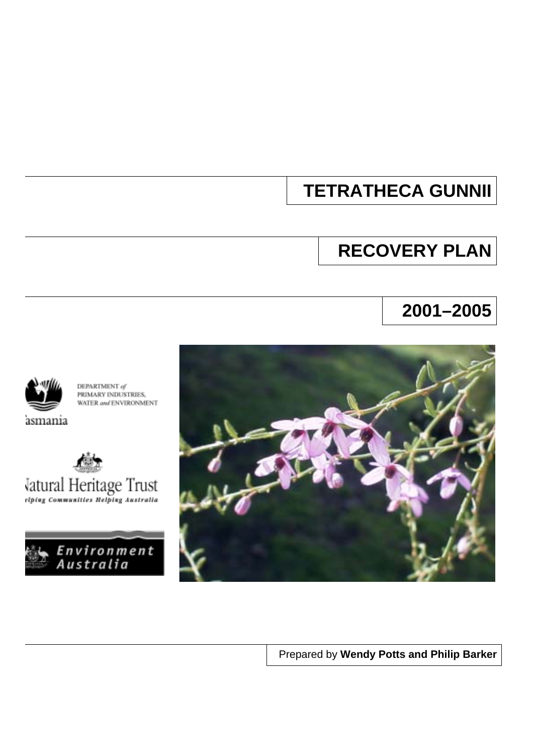# TETRATHECA GUNNII

# RECOVERY PLAN

# 2001–2005

DEPARTMENT of PRIMARY INDUSTRIES, WATER and ENVIRONMENT

Tasmania

Natural Heritage Trust

Helping Communities Helping Australia

Environment Australia

Prepared by **Wendy Potts and Philip Barker**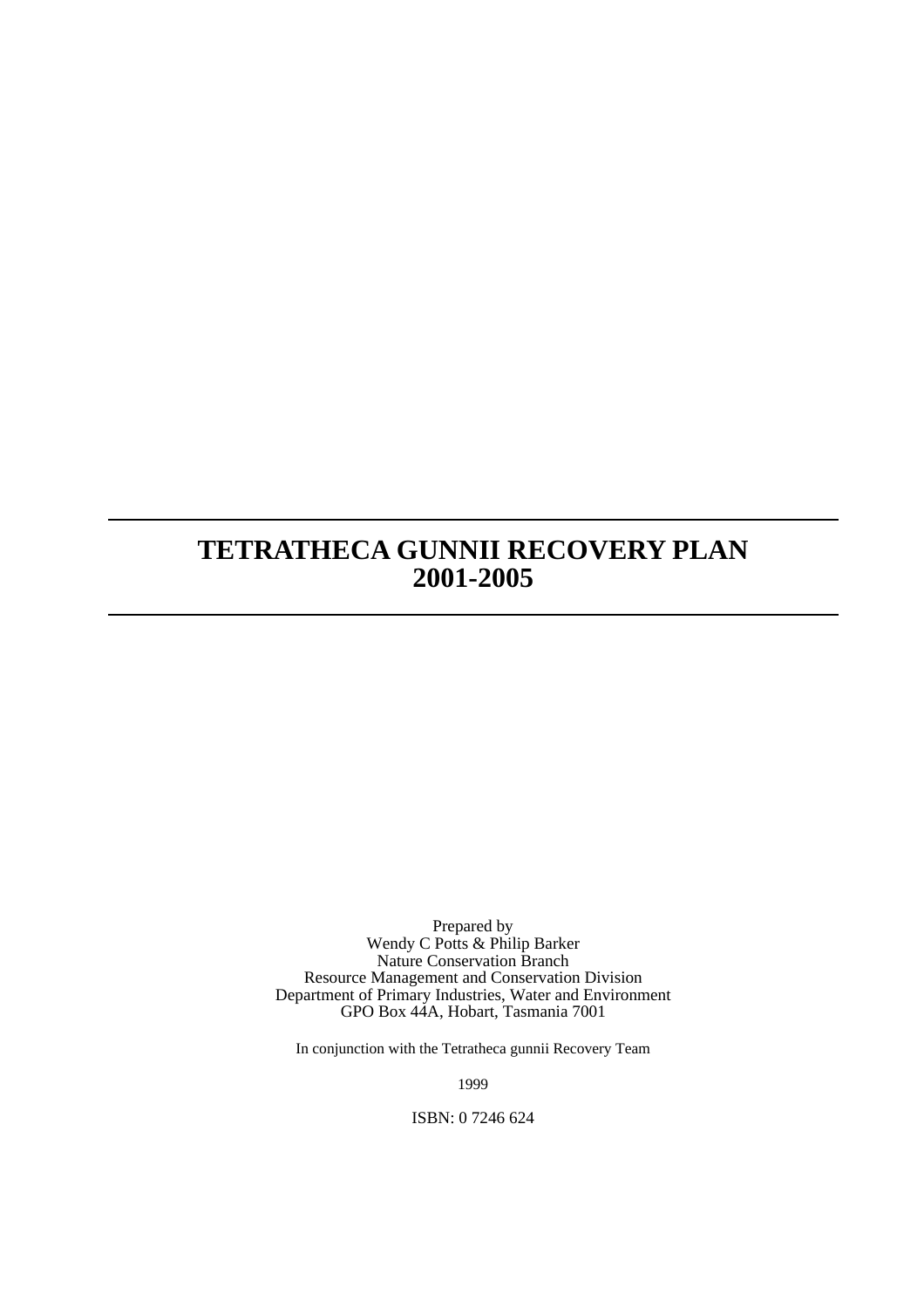# TETRATHECA GUNNII RECOVERY PLAN 2001-2005

Prepared by
Wendy C Potts & Philip Barker
Nature Conservation Branch
Resource Management and Conservation Division
Department of Primary Industries, Water and Environment
GPO Box 44A, Hobart, Tasmania 7001

In conjunction with the Tetratheca gunnii Recovery Team

1999

ISBN: 0 7246 624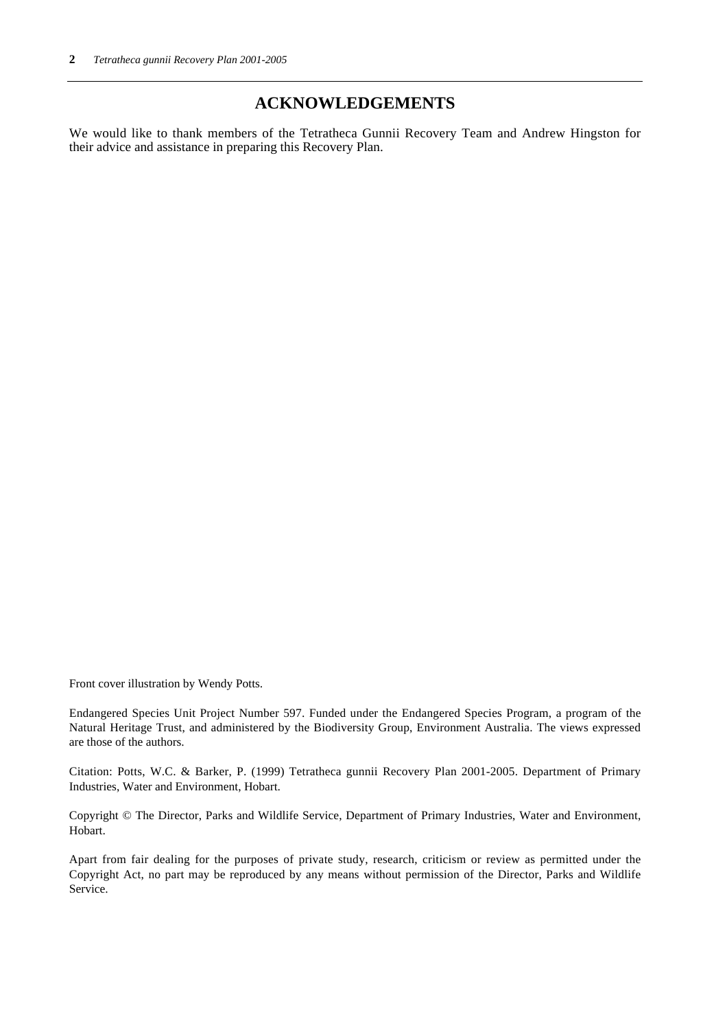## ACKNOWLEDGEMENTS

We would like to thank members of the Tetratheca Gunnii Recovery Team and Andrew Hingston for their advice and assistance in preparing this Recovery Plan.

Front cover illustration by Wendy Potts.

Endangered Species Unit Project Number 597. Funded under the Endangered Species Program, a program of the Natural Heritage Trust, and administered by the Biodiversity Group, Environment Australia. The views expressed are those of the authors.

Citation: Potts, W.C. & Barker, P. (1999) Tetratheca gunnii Recovery Plan 2001-2005. Department of Primary Industries, Water and Environment, Hobart.

Copyright © The Director, Parks and Wildlife Service, Department of Primary Industries, Water and Environment, Hobart.

Apart from fair dealing for the purposes of private study, research, criticism or review as permitted under the Copyright Act, no part may be reproduced by any means without permission of the Director, Parks and Wildlife Service.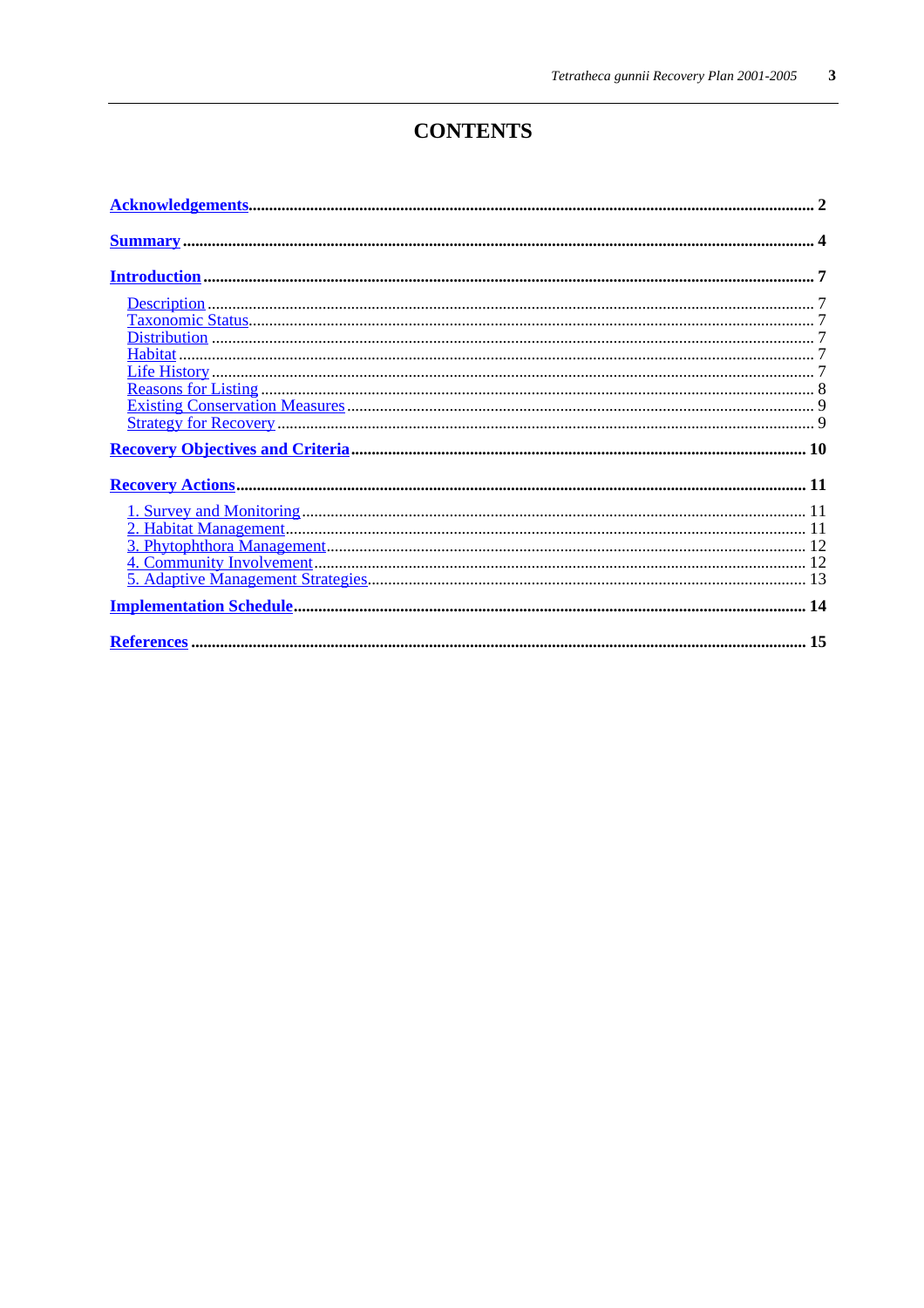# CONTENTS

**Acknowledgements** ........ **2**

**Summary** ........ **4**

**Introduction** ........ **7**

- Description ........ 7
- Taxonomic Status ........ 7
- Distribution ........ 7
- Habitat ........ 7
- Life History ........ 7
- Reasons for Listing ........ 8
- Existing Conservation Measures ........ 9
- Strategy for Recovery ........ 9

**Recovery Objectives and Criteria** ........ **10**

**Recovery Actions** ........ **11**

- 1. Survey and Monitoring ........ 11
- 2. Habitat Management ........ 11
- 3. Phytophthora Management ........ 12
- 4. Community Involvement ........ 12
- 5. Adaptive Management Strategies ........ 13

**Implementation Schedule** ........ **14**

**References** ........ **15**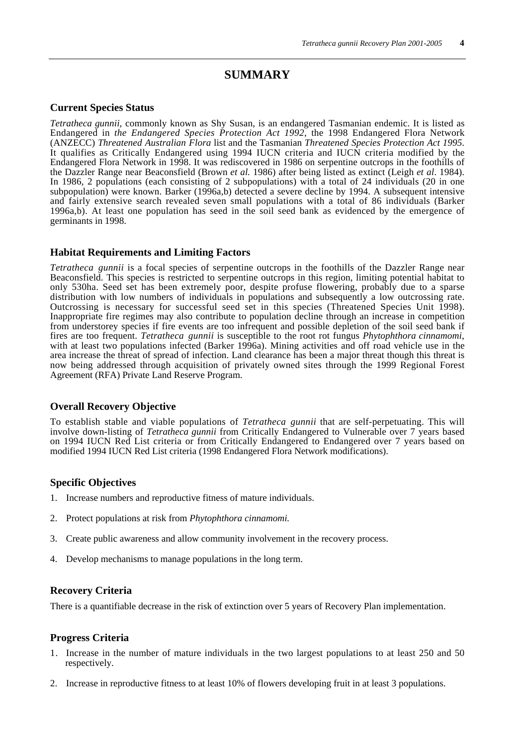# SUMMARY

## Current Species Status

*Tetratheca gunnii*, commonly known as Shy Susan, is an endangered Tasmanian endemic. It is listed as Endangered in *the Endangered Species Protection Act 1992*, the 1998 Endangered Flora Network (ANZECC) *Threatened Australian Flora* list and the Tasmanian *Threatened Species Protection Act 1995*. It qualifies as Critically Endangered using 1994 IUCN criteria and IUCN criteria modified by the Endangered Flora Network in 1998. It was rediscovered in 1986 on serpentine outcrops in the foothills of the Dazzler Range near Beaconsfield (Brown *et al.* 1986) after being listed as extinct (Leigh *et al*. 1984). In 1986, 2 populations (each consisting of 2 subpopulations) with a total of 24 individuals (20 in one subpopulation) were known. Barker (1996a,b) detected a severe decline by 1994. A subsequent intensive and fairly extensive search revealed seven small populations with a total of 86 individuals (Barker 1996a,b). At least one population has seed in the soil seed bank as evidenced by the emergence of germinants in 1998.

## Habitat Requirements and Limiting Factors

*Tetratheca gunnii* is a focal species of serpentine outcrops in the foothills of the Dazzler Range near Beaconsfield. This species is restricted to serpentine outcrops in this region, limiting potential habitat to only 530ha. Seed set has been extremely poor, despite profuse flowering, probably due to a sparse distribution with low numbers of individuals in populations and subsequently a low outcrossing rate. Outcrossing is necessary for successful seed set in this species (Threatened Species Unit 1998). Inappropriate fire regimes may also contribute to population decline through an increase in competition from understorey species if fire events are too infrequent and possible depletion of the soil seed bank if fires are too frequent. *Tetratheca gunnii* is susceptible to the root rot fungus *Phytophthora cinnamomi*, with at least two populations infected (Barker 1996a). Mining activities and off road vehicle use in the area increase the threat of spread of infection. Land clearance has been a major threat though this threat is now being addressed through acquisition of privately owned sites through the 1999 Regional Forest Agreement (RFA) Private Land Reserve Program.

## Overall Recovery Objective

To establish stable and viable populations of *Tetratheca gunnii* that are self-perpetuating. This will involve down-listing of *Tetratheca gunnii* from Critically Endangered to Vulnerable over 7 years based on 1994 IUCN Red List criteria or from Critically Endangered to Endangered over 7 years based on modified 1994 IUCN Red List criteria (1998 Endangered Flora Network modifications).

## Specific Objectives

1. Increase numbers and reproductive fitness of mature individuals.
2. Protect populations at risk from *Phytophthora cinnamomi.*
3. Create public awareness and allow community involvement in the recovery process.
4. Develop mechanisms to manage populations in the long term.

## Recovery Criteria

There is a quantifiable decrease in the risk of extinction over 5 years of Recovery Plan implementation.

## Progress Criteria

1. Increase in the number of mature individuals in the two largest populations to at least 250 and 50 respectively.
2. Increase in reproductive fitness to at least 10% of flowers developing fruit in at least 3 populations.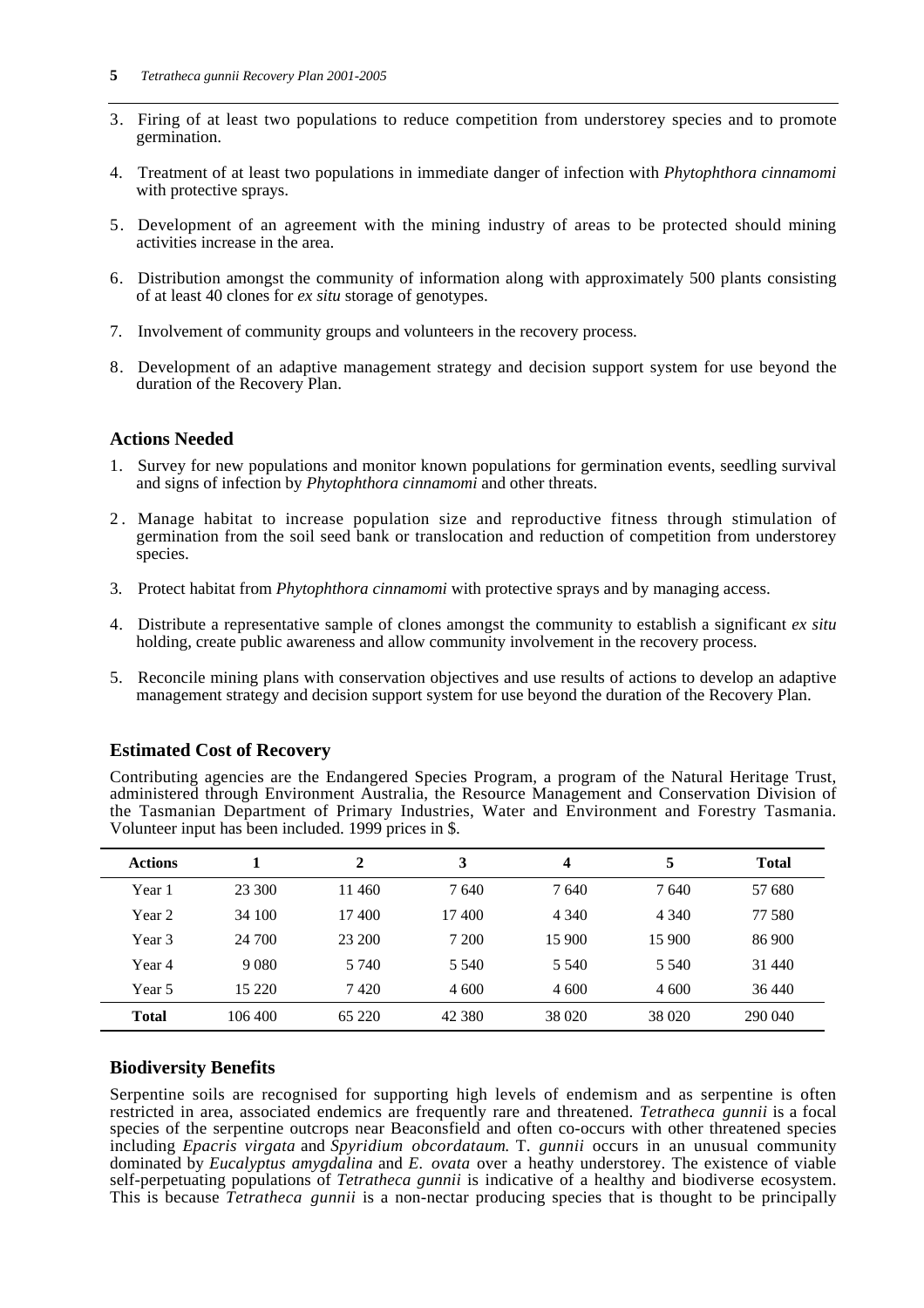3. Firing of at least two populations to reduce competition from understorey species and to promote germination.

4. Treatment of at least two populations in immediate danger of infection with *Phytophthora cinnamomi* with protective sprays.

5. Development of an agreement with the mining industry of areas to be protected should mining activities increase in the area.

6. Distribution amongst the community of information along with approximately 500 plants consisting of at least 40 clones for *ex situ* storage of genotypes.

7. Involvement of community groups and volunteers in the recovery process.

8. Development of an adaptive management strategy and decision support system for use beyond the duration of the Recovery Plan.

### Actions Needed

1. Survey for new populations and monitor known populations for germination events, seedling survival and signs of infection by *Phytophthora cinnamomi* and other threats.

2. Manage habitat to increase population size and reproductive fitness through stimulation of germination from the soil seed bank or translocation and reduction of competition from understorey species.

3. Protect habitat from *Phytophthora cinnamomi* with protective sprays and by managing access.

4. Distribute a representative sample of clones amongst the community to establish a significant *ex situ* holding, create public awareness and allow community involvement in the recovery process.

5. Reconcile mining plans with conservation objectives and use results of actions to develop an adaptive management strategy and decision support system for use beyond the duration of the Recovery Plan.

### Estimated Cost of Recovery

Contributing agencies are the Endangered Species Program, a program of the Natural Heritage Trust, administered through Environment Australia, the Resource Management and Conservation Division of the Tasmanian Department of Primary Industries, Water and Environment and Forestry Tasmania. Volunteer input has been included. 1999 prices in $.

| **Actions** | **1** | **2** | **3** | **4** | **5** | **Total** |
|---|---|---|---|---|---|---|
| Year 1 | 23 300 | 11 460 | 7 640 | 7 640 | 7 640 | 57 680 |
| Year 2 | 34 100 | 17 400 | 17 400 | 4 340 | 4 340 | 77 580 |
| Year 3 | 24 700 | 23 200 | 7 200 | 15 900 | 15 900 | 86 900 |
| Year 4 | 9 080 | 5 740 | 5 540 | 5 540 | 5 540 | 31 440 |
| Year 5 | 15 220 | 7 420 | 4 600 | 4 600 | 4 600 | 36 440 |
| **Total** | 106 400 | 65 220 | 42 380 | 38 020 | 38 020 | 290 040 |

### Biodiversity Benefits

Serpentine soils are recognised for supporting high levels of endemism and as serpentine is often restricted in area, associated endemics are frequently rare and threatened. *Tetratheca gunnii* is a focal species of the serpentine outcrops near Beaconsfield and often co-occurs with other threatened species including *Epacris virgata* and *Spyridium obcordataum.* T. *gunnii* occurs in an unusual community dominated by *Eucalyptus amygdalina* and *E. ovata* over a heathy understorey. The existence of viable self-perpetuating populations of *Tetratheca gunnii* is indicative of a healthy and biodiverse ecosystem. This is because *Tetratheca gunnii* is a non-nectar producing species that is thought to be principally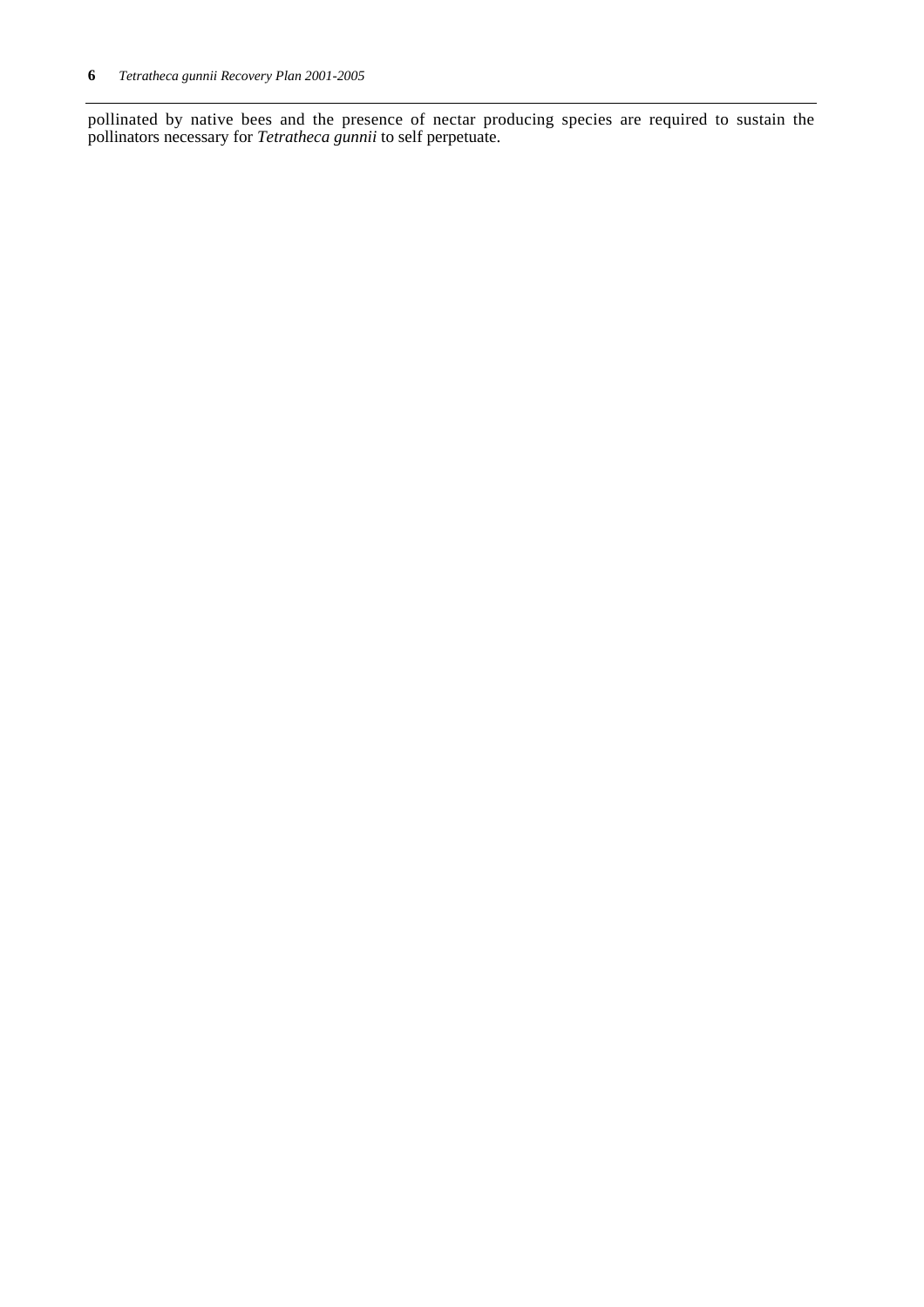pollinated by native bees and the presence of nectar producing species are required to sustain the pollinators necessary for *Tetratheca gunnii* to self perpetuate.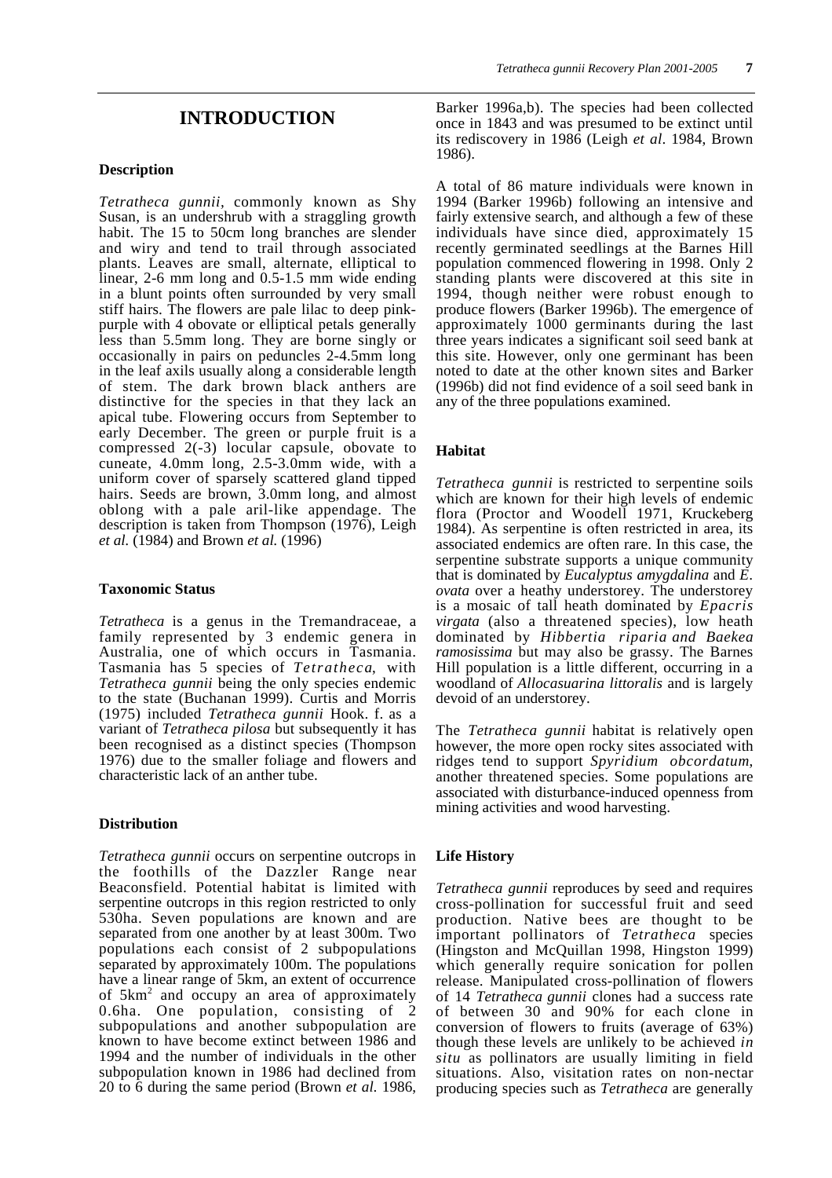# INTRODUCTION

### Description

*Tetratheca gunnii*, commonly known as Shy Susan, is an undershrub with a straggling growth habit. The 15 to 50cm long branches are slender and wiry and tend to trail through associated plants. Leaves are small, alternate, elliptical to linear, 2-6 mm long and 0.5-1.5 mm wide ending in a blunt points often surrounded by very small stiff hairs. The flowers are pale lilac to deep pink-purple with 4 obovate or elliptical petals generally less than 5.5mm long. They are borne singly or occasionally in pairs on peduncles 2-4.5mm long in the leaf axils usually along a considerable length of stem. The dark brown black anthers are distinctive for the species in that they lack an apical tube. Flowering occurs from September to early December. The green or purple fruit is a compressed 2(-3) locular capsule, obovate to cuneate, 4.0mm long, 2.5-3.0mm wide, with a uniform cover of sparsely scattered gland tipped hairs. Seeds are brown, 3.0mm long, and almost oblong with a pale aril-like appendage. The description is taken from Thompson (1976), Leigh *et al.* (1984) and Brown *et al.* (1996)

### Taxonomic Status

*Tetratheca* is a genus in the Tremandraceae, a family represented by 3 endemic genera in Australia, one of which occurs in Tasmania. Tasmania has 5 species of *Tetratheca*, with *Tetratheca gunnii* being the only species endemic to the state (Buchanan 1999). Curtis and Morris (1975) included *Tetratheca gunnii* Hook. f. as a variant of *Tetratheca pilosa* but subsequently it has been recognised as a distinct species (Thompson 1976) due to the smaller foliage and flowers and characteristic lack of an anther tube.

### Distribution

*Tetratheca gunnii* occurs on serpentine outcrops in the foothills of the Dazzler Range near Beaconsfield. Potential habitat is limited with serpentine outcrops in this region restricted to only 530ha. Seven populations are known and are separated from one another by at least 300m. Two populations each consist of 2 subpopulations separated by approximately 100m. The populations have a linear range of 5km, an extent of occurrence of 5km$^2$ and occupy an area of approximately 0.6ha. One population, consisting of 2 subpopulations and another subpopulation are known to have become extinct between 1986 and 1994 and the number of individuals in the other subpopulation known in 1986 had declined from 20 to 6 during the same period (Brown *et al.* 1986, Barker 1996a,b). The species had been collected once in 1843 and was presumed to be extinct until its rediscovery in 1986 (Leigh *et al*. 1984, Brown 1986).

A total of 86 mature individuals were known in 1994 (Barker 1996b) following an intensive and fairly extensive search, and although a few of these individuals have since died, approximately 15 recently germinated seedlings at the Barnes Hill population commenced flowering in 1998. Only 2 standing plants were discovered at this site in 1994, though neither were robust enough to produce flowers (Barker 1996b). The emergence of approximately 1000 germinants during the last three years indicates a significant soil seed bank at this site. However, only one germinant has been noted to date at the other known sites and Barker (1996b) did not find evidence of a soil seed bank in any of the three populations examined.

### Habitat

*Tetratheca gunnii* is restricted to serpentine soils which are known for their high levels of endemic flora (Proctor and Woodell 1971, Kruckeberg 1984). As serpentine is often restricted in area, its associated endemics are often rare. In this case, the serpentine substrate supports a unique community that is dominated by *Eucalyptus amygdalina* and *E. ovata* over a heathy understorey. The understorey is a mosaic of tall heath dominated by *Epacris virgata* (also a threatened species), low heath dominated by *Hibbertia riparia and Baekea ramosissima* but may also be grassy. The Barnes Hill population is a little different, occurring in a woodland of *Allocasuarina littoralis* and is largely devoid of an understorey.

The *Tetratheca gunnii* habitat is relatively open however, the more open rocky sites associated with ridges tend to support *Spyridium obcordatum*, another threatened species. Some populations are associated with disturbance-induced openness from mining activities and wood harvesting.

### Life History

*Tetratheca gunnii* reproduces by seed and requires cross-pollination for successful fruit and seed production. Native bees are thought to be important pollinators of *Tetratheca* species (Hingston and McQuillan 1998, Hingston 1999) which generally require sonication for pollen release. Manipulated cross-pollination of flowers of 14 *Tetratheca gunnii* clones had a success rate of between 30 and 90% for each clone in conversion of flowers to fruits (average of 63%) though these levels are unlikely to be achieved *in situ* as pollinators are usually limiting in field situations. Also, visitation rates on non-nectar producing species such as *Tetratheca* are generally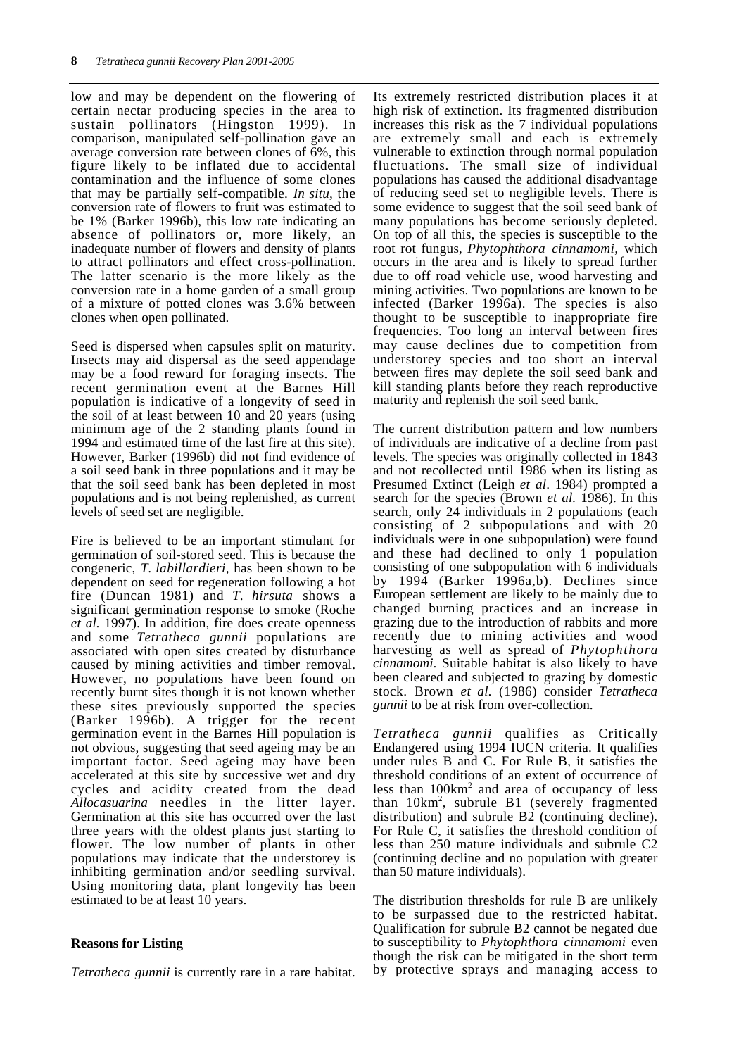low and may be dependent on the flowering of certain nectar producing species in the area to sustain pollinators (Hingston 1999). In comparison, manipulated self-pollination gave an average conversion rate between clones of 6%, this figure likely to be inflated due to accidental contamination and the influence of some clones that may be partially self-compatible. *In situ*, the conversion rate of flowers to fruit was estimated to be 1% (Barker 1996b), this low rate indicating an absence of pollinators or, more likely, an inadequate number of flowers and density of plants to attract pollinators and effect cross-pollination. The latter scenario is the more likely as the conversion rate in a home garden of a small group of a mixture of potted clones was 3.6% between clones when open pollinated.

Seed is dispersed when capsules split on maturity. Insects may aid dispersal as the seed appendage may be a food reward for foraging insects. The recent germination event at the Barnes Hill population is indicative of a longevity of seed in the soil of at least between 10 and 20 years (using minimum age of the 2 standing plants found in 1994 and estimated time of the last fire at this site). However, Barker (1996b) did not find evidence of a soil seed bank in three populations and it may be that the soil seed bank has been depleted in most populations and is not being replenished, as current levels of seed set are negligible.

Fire is believed to be an important stimulant for germination of soil-stored seed. This is because the congeneric, *T. labillardieri*, has been shown to be dependent on seed for regeneration following a hot fire (Duncan 1981) and *T. hirsuta* shows a significant germination response to smoke (Roche *et al.* 1997). In addition, fire does create openness and some *Tetratheca gunnii* populations are associated with open sites created by disturbance caused by mining activities and timber removal. However, no populations have been found on recently burnt sites though it is not known whether these sites previously supported the species (Barker 1996b). A trigger for the recent germination event in the Barnes Hill population is not obvious, suggesting that seed ageing may be an important factor. Seed ageing may have been accelerated at this site by successive wet and dry cycles and acidity created from the dead *Allocasuarina* needles in the litter layer. Germination at this site has occurred over the last three years with the oldest plants just starting to flower. The low number of plants in other populations may indicate that the understorey is inhibiting germination and/or seedling survival. Using monitoring data, plant longevity has been estimated to be at least 10 years.

**Reasons for Listing**

*Tetratheca gunnii* is currently rare in a rare habitat. Its extremely restricted distribution places it at high risk of extinction. Its fragmented distribution increases this risk as the 7 individual populations are extremely small and each is extremely vulnerable to extinction through normal population fluctuations. The small size of individual populations has caused the additional disadvantage of reducing seed set to negligible levels. There is some evidence to suggest that the soil seed bank of many populations has become seriously depleted. On top of all this, the species is susceptible to the root rot fungus, *Phytophthora cinnamomi*, which occurs in the area and is likely to spread further due to off road vehicle use, wood harvesting and mining activities. Two populations are known to be infected (Barker 1996a). The species is also thought to be susceptible to inappropriate fire frequencies. Too long an interval between fires may cause declines due to competition from understorey species and too short an interval between fires may deplete the soil seed bank and kill standing plants before they reach reproductive maturity and replenish the soil seed bank.

The current distribution pattern and low numbers of individuals are indicative of a decline from past levels. The species was originally collected in 1843 and not recollected until 1986 when its listing as Presumed Extinct (Leigh *et al*. 1984) prompted a search for the species (Brown *et al.* 1986). In this search, only 24 individuals in 2 populations (each consisting of 2 subpopulations and with 20 individuals were in one subpopulation) were found and these had declined to only 1 population consisting of one subpopulation with 6 individuals by 1994 (Barker 1996a,b). Declines since European settlement are likely to be mainly due to changed burning practices and an increase in grazing due to the introduction of rabbits and more recently due to mining activities and wood harvesting as well as spread of *Phytophthora cinnamomi*. Suitable habitat is also likely to have been cleared and subjected to grazing by domestic stock. Brown *et al.* (1986) consider *Tetratheca gunnii* to be at risk from over-collection.

*Tetratheca gunnii* qualifies as Critically Endangered using 1994 IUCN criteria. It qualifies under rules B and C. For Rule B, it satisfies the threshold conditions of an extent of occurrence of less than 100km$^2$ and area of occupancy of less than 10km$^2$, subrule B1 (severely fragmented distribution) and subrule B2 (continuing decline). For Rule C, it satisfies the threshold condition of less than 250 mature individuals and subrule C2 (continuing decline and no population with greater than 50 mature individuals).

The distribution thresholds for rule B are unlikely to be surpassed due to the restricted habitat. Qualification for subrule B2 cannot be negated due to susceptibility to *Phytophthora cinnamomi* even though the risk can be mitigated in the short term by protective sprays and managing access to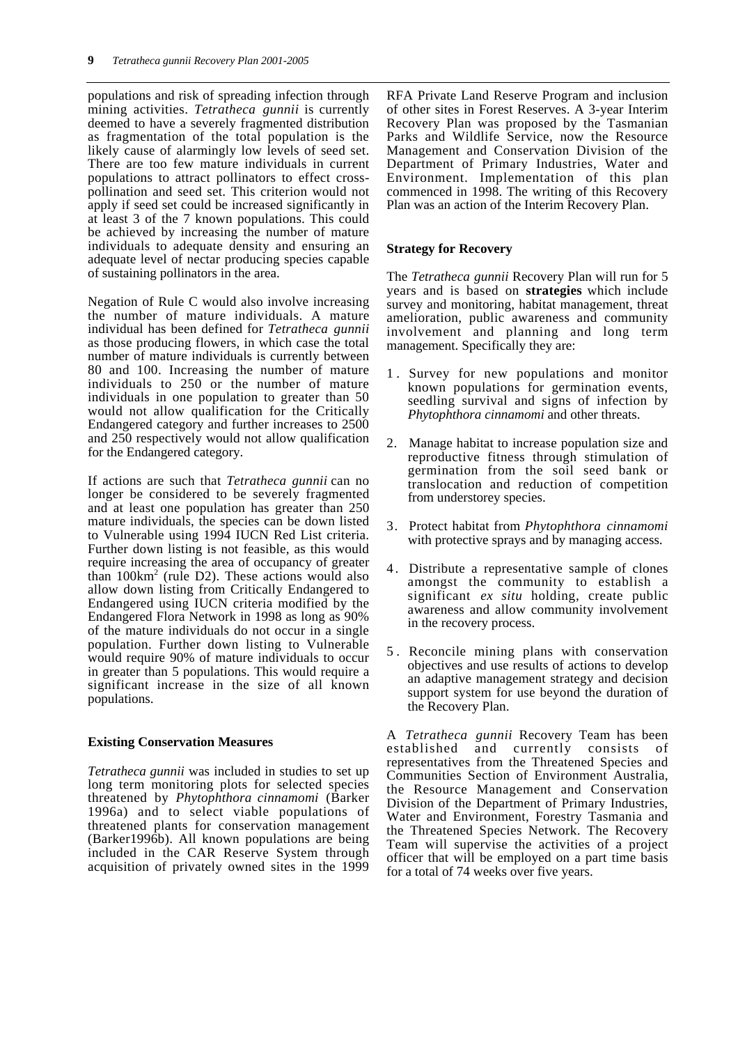populations and risk of spreading infection through mining activities. *Tetratheca gunnii* is currently deemed to have a severely fragmented distribution as fragmentation of the total population is the likely cause of alarmingly low levels of seed set. There are too few mature individuals in current populations to attract pollinators to effect cross-pollination and seed set. This criterion would not apply if seed set could be increased significantly in at least 3 of the 7 known populations. This could be achieved by increasing the number of mature individuals to adequate density and ensuring an adequate level of nectar producing species capable of sustaining pollinators in the area.

Negation of Rule C would also involve increasing the number of mature individuals. A mature individual has been defined for *Tetratheca gunnii* as those producing flowers, in which case the total number of mature individuals is currently between 80 and 100. Increasing the number of mature individuals to 250 or the number of mature individuals in one population to greater than 50 would not allow qualification for the Critically Endangered category and further increases to 2500 and 250 respectively would not allow qualification for the Endangered category.

If actions are such that *Tetratheca gunnii* can no longer be considered to be severely fragmented and at least one population has greater than 250 mature individuals, the species can be down listed to Vulnerable using 1994 IUCN Red List criteria. Further down listing is not feasible, as this would require increasing the area of occupancy of greater than $100km^2$ (rule D2). These actions would also allow down listing from Critically Endangered to Endangered using IUCN criteria modified by the Endangered Flora Network in 1998 as long as 90% of the mature individuals do not occur in a single population. Further down listing to Vulnerable would require 90% of mature individuals to occur in greater than 5 populations. This would require a significant increase in the size of all known populations.

**Existing Conservation Measures**

*Tetratheca gunnii* was included in studies to set up long term monitoring plots for selected species threatened by *Phytophthora cinnamomi* (Barker 1996a) and to select viable populations of threatened plants for conservation management (Barker1996b). All known populations are being included in the CAR Reserve System through acquisition of privately owned sites in the 1999 RFA Private Land Reserve Program and inclusion of other sites in Forest Reserves. A 3-year Interim Recovery Plan was proposed by the Tasmanian Parks and Wildlife Service, now the Resource Management and Conservation Division of the Department of Primary Industries, Water and Environment. Implementation of this plan commenced in 1998. The writing of this Recovery Plan was an action of the Interim Recovery Plan.

**Strategy for Recovery**

The *Tetratheca gunnii* Recovery Plan will run for 5 years and is based on **strategies** which include survey and monitoring, habitat management, threat amelioration, public awareness and community involvement and planning and long term management. Specifically they are:

1. Survey for new populations and monitor known populations for germination events, seedling survival and signs of infection by *Phytophthora cinnamomi* and other threats.
2. Manage habitat to increase population size and reproductive fitness through stimulation of germination from the soil seed bank or translocation and reduction of competition from understorey species.
3. Protect habitat from *Phytophthora cinnamomi* with protective sprays and by managing access.
4. Distribute a representative sample of clones amongst the community to establish a significant *ex situ* holding, create public awareness and allow community involvement in the recovery process.
5. Reconcile mining plans with conservation objectives and use results of actions to develop an adaptive management strategy and decision support system for use beyond the duration of the Recovery Plan.

A *Tetratheca gunnii* Recovery Team has been established and currently consists of representatives from the Threatened Species and Communities Section of Environment Australia, the Resource Management and Conservation Division of the Department of Primary Industries, Water and Environment, Forestry Tasmania and the Threatened Species Network. The Recovery Team will supervise the activities of a project officer that will be employed on a part time basis for a total of 74 weeks over five years.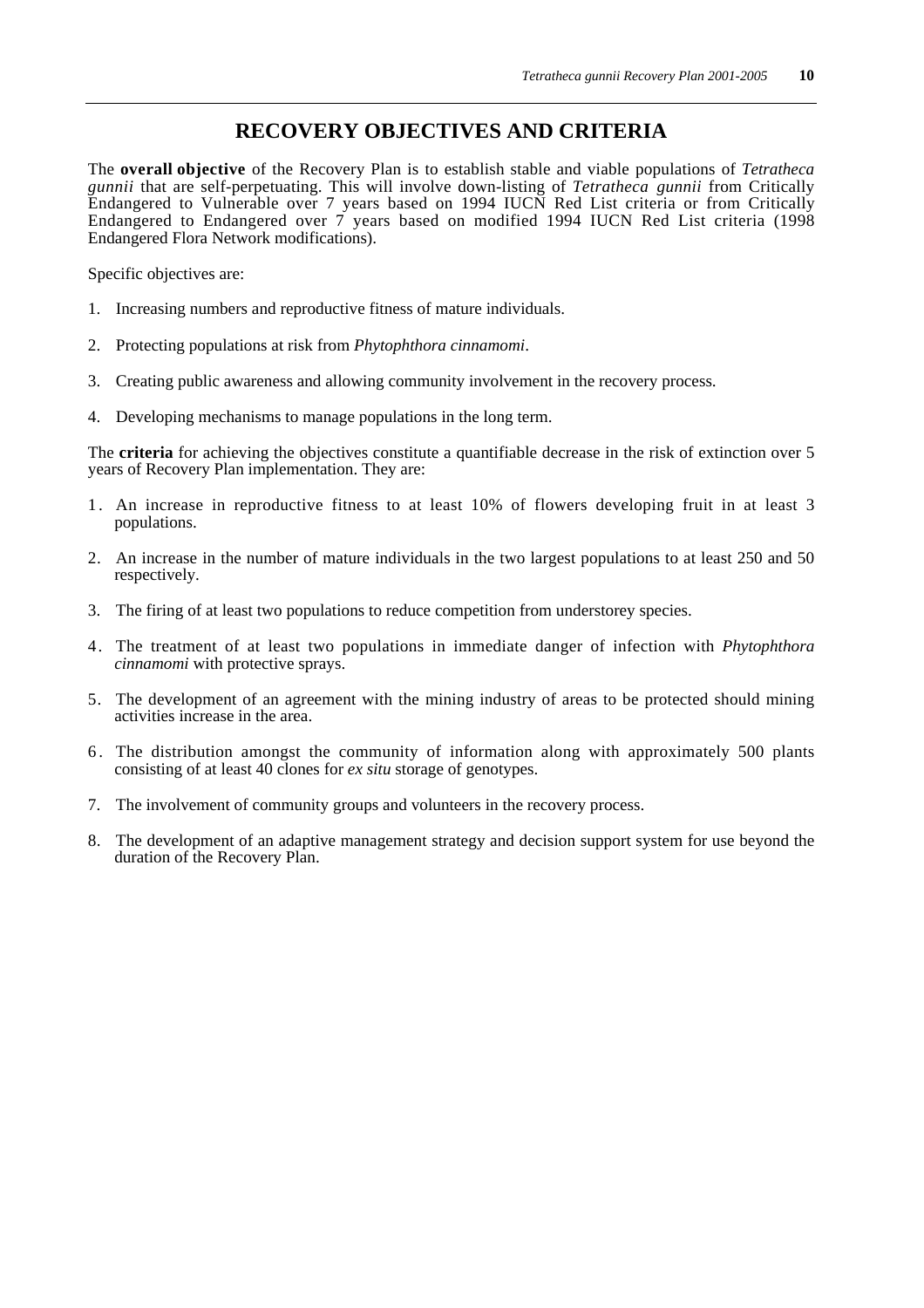# RECOVERY OBJECTIVES AND CRITERIA

The **overall objective** of the Recovery Plan is to establish stable and viable populations of *Tetratheca gunnii* that are self-perpetuating. This will involve down-listing of *Tetratheca gunnii* from Critically Endangered to Vulnerable over 7 years based on 1994 IUCN Red List criteria or from Critically Endangered to Endangered over 7 years based on modified 1994 IUCN Red List criteria (1998 Endangered Flora Network modifications).

Specific objectives are:

1. Increasing numbers and reproductive fitness of mature individuals.
2. Protecting populations at risk from *Phytophthora cinnamomi*.
3. Creating public awareness and allowing community involvement in the recovery process.
4. Developing mechanisms to manage populations in the long term.

The **criteria** for achieving the objectives constitute a quantifiable decrease in the risk of extinction over 5 years of Recovery Plan implementation. They are:

1. An increase in reproductive fitness to at least 10% of flowers developing fruit in at least 3 populations.
2. An increase in the number of mature individuals in the two largest populations to at least 250 and 50 respectively.
3. The firing of at least two populations to reduce competition from understorey species.
4. The treatment of at least two populations in immediate danger of infection with *Phytophthora cinnamomi* with protective sprays.
5. The development of an agreement with the mining industry of areas to be protected should mining activities increase in the area.
6. The distribution amongst the community of information along with approximately 500 plants consisting of at least 40 clones for *ex situ* storage of genotypes.
7. The involvement of community groups and volunteers in the recovery process.
8. The development of an adaptive management strategy and decision support system for use beyond the duration of the Recovery Plan.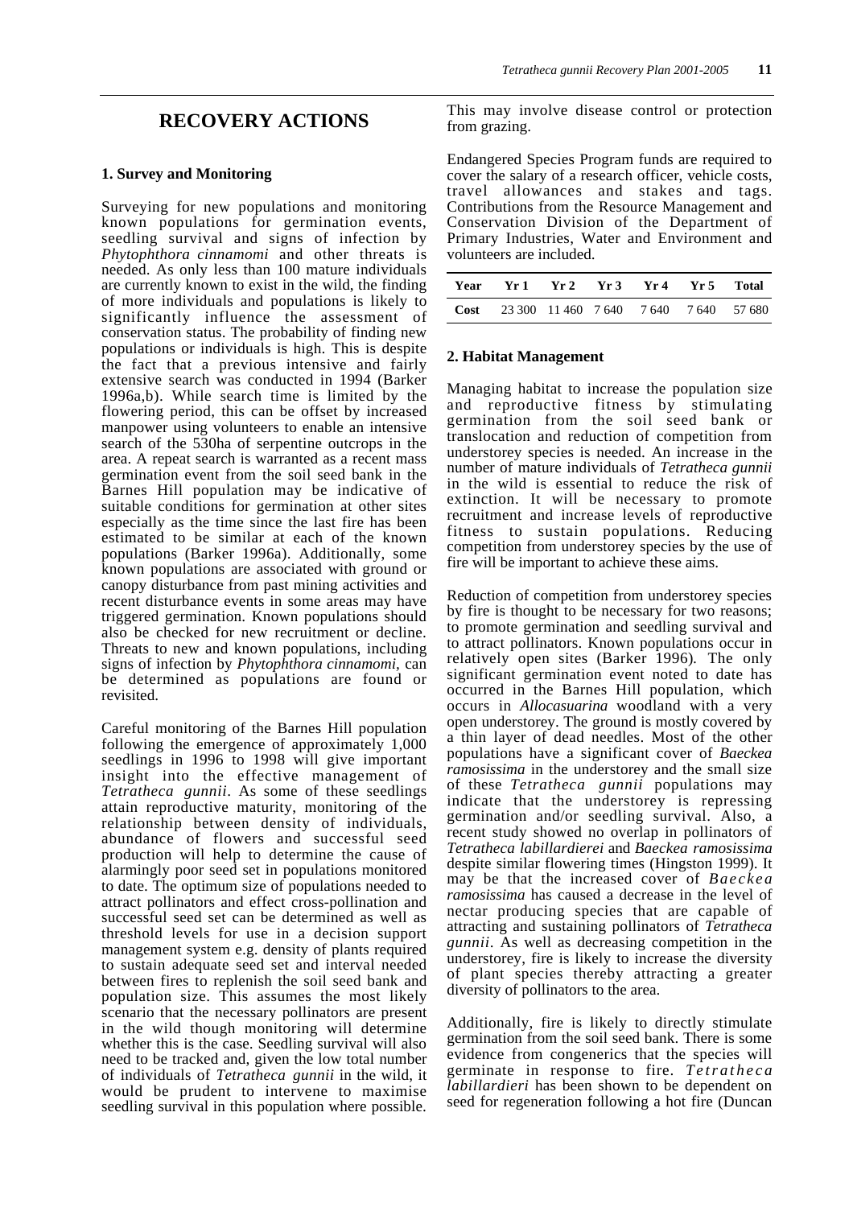# RECOVERY ACTIONS

### 1. Survey and Monitoring

Surveying for new populations and monitoring known populations for germination events, seedling survival and signs of infection by *Phytophthora cinnamomi* and other threats is needed. As only less than 100 mature individuals are currently known to exist in the wild, the finding of more individuals and populations is likely to significantly influence the assessment of conservation status. The probability of finding new populations or individuals is high. This is despite the fact that a previous intensive and fairly extensive search was conducted in 1994 (Barker 1996a,b). While search time is limited by the flowering period, this can be offset by increased manpower using volunteers to enable an intensive search of the 530ha of serpentine outcrops in the area. A repeat search is warranted as a recent mass germination event from the soil seed bank in the Barnes Hill population may be indicative of suitable conditions for germination at other sites especially as the time since the last fire has been estimated to be similar at each of the known populations (Barker 1996a). Additionally, some known populations are associated with ground or canopy disturbance from past mining activities and recent disturbance events in some areas may have triggered germination. Known populations should also be checked for new recruitment or decline. Threats to new and known populations, including signs of infection by *Phytophthora cinnamomi*, can be determined as populations are found or revisited.

Careful monitoring of the Barnes Hill population following the emergence of approximately 1,000 seedlings in 1996 to 1998 will give important insight into the effective management of *Tetratheca gunnii*. As some of these seedlings attain reproductive maturity, monitoring of the relationship between density of individuals, abundance of flowers and successful seed production will help to determine the cause of alarmingly poor seed set in populations monitored to date. The optimum size of populations needed to attract pollinators and effect cross-pollination and successful seed set can be determined as well as threshold levels for use in a decision support management system e.g. density of plants required to sustain adequate seed set and interval needed between fires to replenish the soil seed bank and population size. This assumes the most likely scenario that the necessary pollinators are present in the wild though monitoring will determine whether this is the case. Seedling survival will also need to be tracked and, given the low total number of individuals of *Tetratheca gunnii* in the wild, it would be prudent to intervene to maximise seedling survival in this population where possible. This may involve disease control or protection from grazing.

Endangered Species Program funds are required to cover the salary of a research officer, vehicle costs, travel allowances and stakes and tags. Contributions from the Resource Management and Conservation Division of the Department of Primary Industries, Water and Environment and volunteers are included.

| Year | Yr 1 | Yr 2 | Yr 3 | Yr 4 | Yr 5 | Total |
|---|---|---|---|---|---|---|
| **Cost** | 23 300 | 11 460 | 7 640 | 7 640 | 7 640 | 57 680 |

### 2. Habitat Management

Managing habitat to increase the population size and reproductive fitness by stimulating germination from the soil seed bank or translocation and reduction of competition from understorey species is needed. An increase in the number of mature individuals of *Tetratheca gunnii* in the wild is essential to reduce the risk of extinction. It will be necessary to promote recruitment and increase levels of reproductive fitness to sustain populations. Reducing competition from understorey species by the use of fire will be important to achieve these aims.

Reduction of competition from understorey species by fire is thought to be necessary for two reasons; to promote germination and seedling survival and to attract pollinators. Known populations occur in relatively open sites (Barker 1996). The only significant germination event noted to date has occurred in the Barnes Hill population, which occurs in *Allocasuarina* woodland with a very open understorey. The ground is mostly covered by a thin layer of dead needles. Most of the other populations have a significant cover of *Baeckea ramosissima* in the understorey and the small size of these *Tetratheca gunnii* populations may indicate that the understorey is repressing germination and/or seedling survival. Also, a recent study showed no overlap in pollinators of *Tetratheca labillardierei* and *Baeckea ramosissima* despite similar flowering times (Hingston 1999). It may be that the increased cover of *Baeckea ramosissima* has caused a decrease in the level of nectar producing species that are capable of attracting and sustaining pollinators of *Tetratheca gunnii*. As well as decreasing competition in the understorey, fire is likely to increase the diversity of plant species thereby attracting a greater diversity of pollinators to the area.

Additionally, fire is likely to directly stimulate germination from the soil seed bank. There is some evidence from congenerics that the species will germinate in response to fire. *Tetratheca labillardieri* has been shown to be dependent on seed for regeneration following a hot fire (Duncan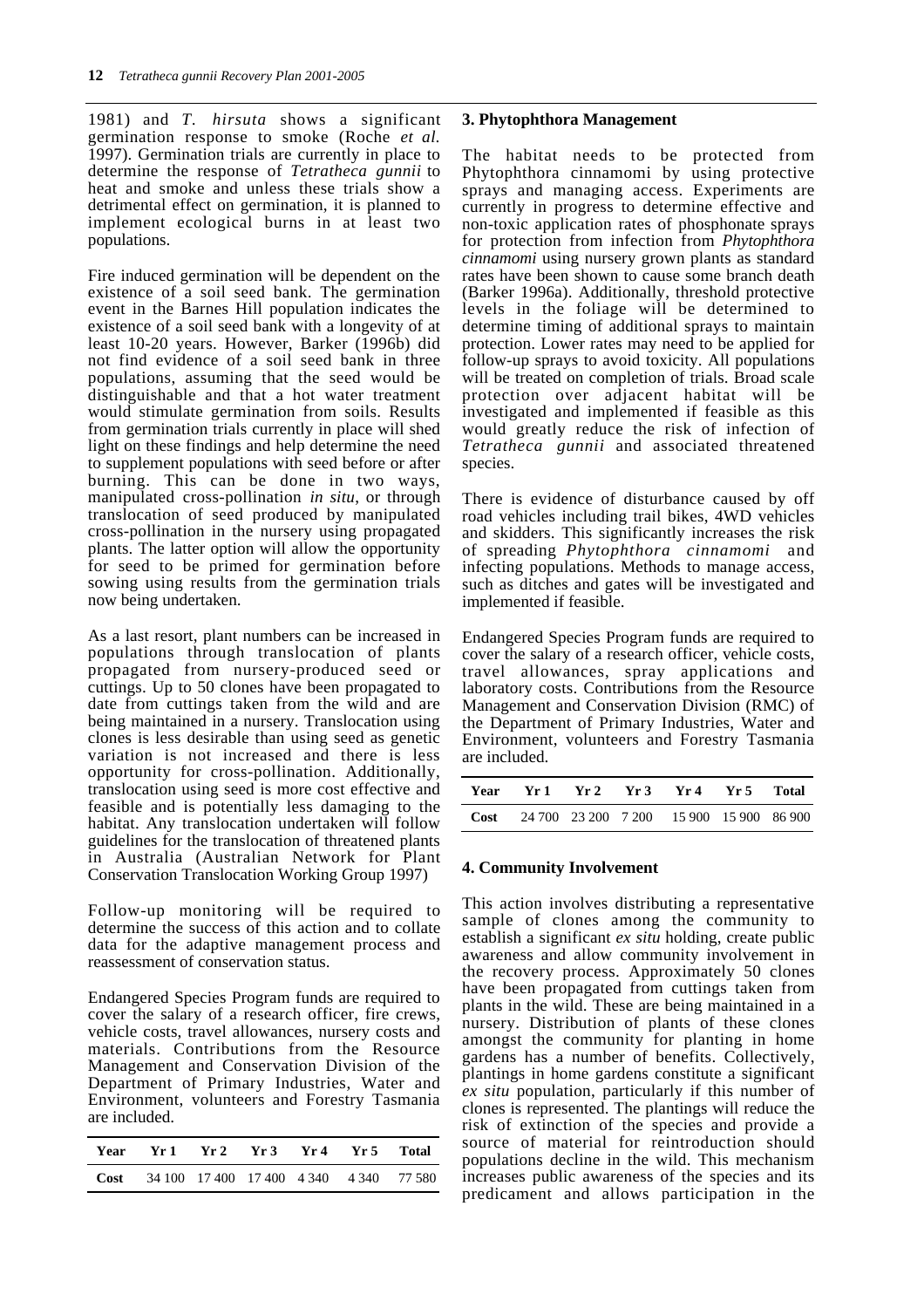1981) and *T. hirsuta* shows a significant germination response to smoke (Roche *et al.* 1997). Germination trials are currently in place to determine the response of *Tetratheca gunnii* to heat and smoke and unless these trials show a detrimental effect on germination, it is planned to implement ecological burns in at least two populations.

Fire induced germination will be dependent on the existence of a soil seed bank. The germination event in the Barnes Hill population indicates the existence of a soil seed bank with a longevity of at least 10-20 years. However, Barker (1996b) did not find evidence of a soil seed bank in three populations, assuming that the seed would be distinguishable and that a hot water treatment would stimulate germination from soils. Results from germination trials currently in place will shed light on these findings and help determine the need to supplement populations with seed before or after burning. This can be done in two ways, manipulated cross-pollination *in situ*, or through translocation of seed produced by manipulated cross-pollination in the nursery using propagated plants. The latter option will allow the opportunity for seed to be primed for germination before sowing using results from the germination trials now being undertaken.

As a last resort, plant numbers can be increased in populations through translocation of plants propagated from nursery-produced seed or cuttings. Up to 50 clones have been propagated to date from cuttings taken from the wild and are being maintained in a nursery. Translocation using clones is less desirable than using seed as genetic variation is not increased and there is less opportunity for cross-pollination. Additionally, translocation using seed is more cost effective and feasible and is potentially less damaging to the habitat. Any translocation undertaken will follow guidelines for the translocation of threatened plants in Australia (Australian Network for Plant Conservation Translocation Working Group 1997)

Follow-up monitoring will be required to determine the success of this action and to collate data for the adaptive management process and reassessment of conservation status.

Endangered Species Program funds are required to cover the salary of a research officer, fire crews, vehicle costs, travel allowances, nursery costs and materials. Contributions from the Resource Management and Conservation Division of the Department of Primary Industries, Water and Environment, volunteers and Forestry Tasmania are included.

| Year | Yr 1 | Yr 2 | Yr 3 | Yr 4 | Yr 5 | Total |
|---|---|---|---|---|---|---|
| Cost | 34 100 | 17 400 | 17 400 | 4 340 | 4 340 | 77 580 |

### 3. Phytophthora Management

The habitat needs to be protected from Phytophthora cinnamomi by using protective sprays and managing access. Experiments are currently in progress to determine effective and non-toxic application rates of phosphonate sprays for protection from infection from *Phytophthora cinnamomi* using nursery grown plants as standard rates have been shown to cause some branch death (Barker 1996a). Additionally, threshold protective levels in the foliage will be determined to determine timing of additional sprays to maintain protection. Lower rates may need to be applied for follow-up sprays to avoid toxicity. All populations will be treated on completion of trials. Broad scale protection over adjacent habitat will be investigated and implemented if feasible as this would greatly reduce the risk of infection of *Tetratheca gunnii* and associated threatened species.

There is evidence of disturbance caused by off road vehicles including trail bikes, 4WD vehicles and skidders. This significantly increases the risk of spreading *Phytophthora cinnamomi* and infecting populations. Methods to manage access, such as ditches and gates will be investigated and implemented if feasible.

Endangered Species Program funds are required to cover the salary of a research officer, vehicle costs, travel allowances, spray applications and laboratory costs. Contributions from the Resource Management and Conservation Division (RMC) of the Department of Primary Industries, Water and Environment, volunteers and Forestry Tasmania are included.

| Year | Yr 1 | Yr 2 | Yr 3 | Yr 4 | Yr 5 | Total |
|---|---|---|---|---|---|---|
| Cost | 24 700 | 23 200 | 7 200 | 15 900 | 15 900 | 86 900 |

### 4. Community Involvement

This action involves distributing a representative sample of clones among the community to establish a significant *ex situ* holding, create public awareness and allow community involvement in the recovery process. Approximately 50 clones have been propagated from cuttings taken from plants in the wild. These are being maintained in a nursery. Distribution of plants of these clones amongst the community for planting in home gardens has a number of benefits. Collectively, plantings in home gardens constitute a significant *ex situ* population, particularly if this number of clones is represented. The plantings will reduce the risk of extinction of the species and provide a source of material for reintroduction should populations decline in the wild. This mechanism increases public awareness of the species and its predicament and allows participation in the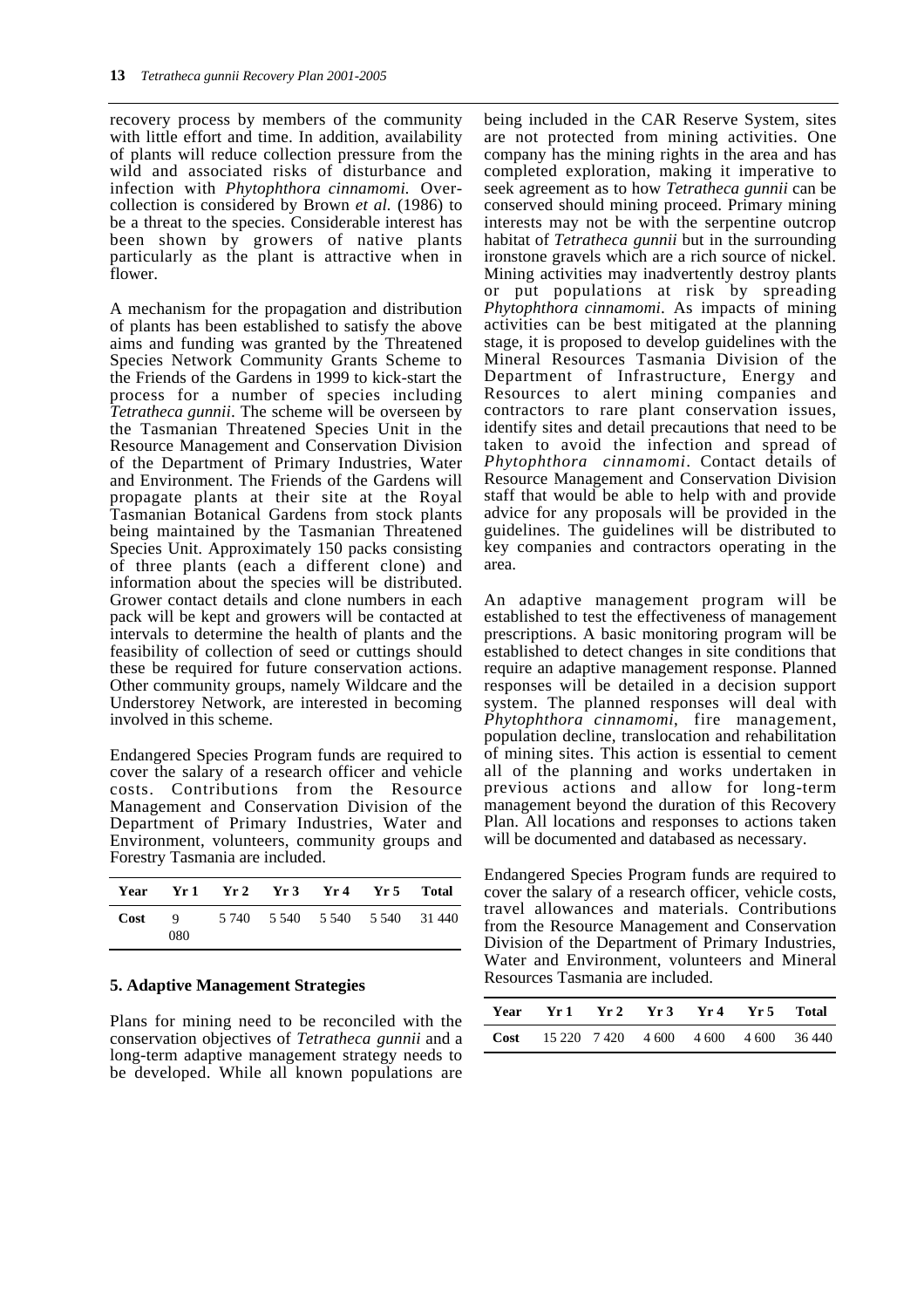recovery process by members of the community with little effort and time. In addition, availability of plants will reduce collection pressure from the wild and associated risks of disturbance and infection with *Phytophthora cinnamomi.* Over-collection is considered by Brown *et al.* (1986) to be a threat to the species. Considerable interest has been shown by growers of native plants particularly as the plant is attractive when in flower.

A mechanism for the propagation and distribution of plants has been established to satisfy the above aims and funding was granted by the Threatened Species Network Community Grants Scheme to the Friends of the Gardens in 1999 to kick-start the process for a number of species including *Tetratheca gunnii*. The scheme will be overseen by the Tasmanian Threatened Species Unit in the Resource Management and Conservation Division of the Department of Primary Industries, Water and Environment. The Friends of the Gardens will propagate plants at their site at the Royal Tasmanian Botanical Gardens from stock plants being maintained by the Tasmanian Threatened Species Unit. Approximately 150 packs consisting of three plants (each a different clone) and information about the species will be distributed. Grower contact details and clone numbers in each pack will be kept and growers will be contacted at intervals to determine the health of plants and the feasibility of collection of seed or cuttings should these be required for future conservation actions. Other community groups, namely Wildcare and the Understorey Network, are interested in becoming involved in this scheme.

Endangered Species Program funds are required to cover the salary of a research officer and vehicle costs. Contributions from the Resource Management and Conservation Division of the Department of Primary Industries, Water and Environment, volunteers, community groups and Forestry Tasmania are included.

| Year | Yr 1 | Yr 2 | Yr 3 | Yr 4 | Yr 5 | Total |
|---|---|---|---|---|---|---|
| **Cost** | 9 080 | 5 740 | 5 540 | 5 540 | 5 540 | 31 440 |

### 5. Adaptive Management Strategies

Plans for mining need to be reconciled with the conservation objectives of *Tetratheca gunnii* and a long-term adaptive management strategy needs to be developed. While all known populations are being included in the CAR Reserve System, sites are not protected from mining activities. One company has the mining rights in the area and has completed exploration, making it imperative to seek agreement as to how *Tetratheca gunnii* can be conserved should mining proceed. Primary mining interests may not be with the serpentine outcrop habitat of *Tetratheca gunnii* but in the surrounding ironstone gravels which are a rich source of nickel. Mining activities may inadvertently destroy plants or put populations at risk by spreading *Phytophthora cinnamomi*. As impacts of mining activities can be best mitigated at the planning stage, it is proposed to develop guidelines with the Mineral Resources Tasmania Division of the Department of Infrastructure, Energy and Resources to alert mining companies and contractors to rare plant conservation issues, identify sites and detail precautions that need to be taken to avoid the infection and spread of *Phytophthora cinnamomi*. Contact details of Resource Management and Conservation Division staff that would be able to help with and provide advice for any proposals will be provided in the guidelines. The guidelines will be distributed to key companies and contractors operating in the area.

An adaptive management program will be established to test the effectiveness of management prescriptions. A basic monitoring program will be established to detect changes in site conditions that require an adaptive management response. Planned responses will be detailed in a decision support system. The planned responses will deal with *Phytophthora cinnamomi*, fire management, population decline, translocation and rehabilitation of mining sites. This action is essential to cement all of the planning and works undertaken in previous actions and allow for long-term management beyond the duration of this Recovery Plan. All locations and responses to actions taken will be documented and databased as necessary.

Endangered Species Program funds are required to cover the salary of a research officer, vehicle costs, travel allowances and materials. Contributions from the Resource Management and Conservation Division of the Department of Primary Industries, Water and Environment, volunteers and Mineral Resources Tasmania are included.

| Year | Yr 1 | Yr 2 | Yr 3 | Yr 4 | Yr 5 | Total |
|---|---|---|---|---|---|---|
| **Cost** | 15 220 | 7 420 | 4 600 | 4 600 | 4 600 | 36 440 |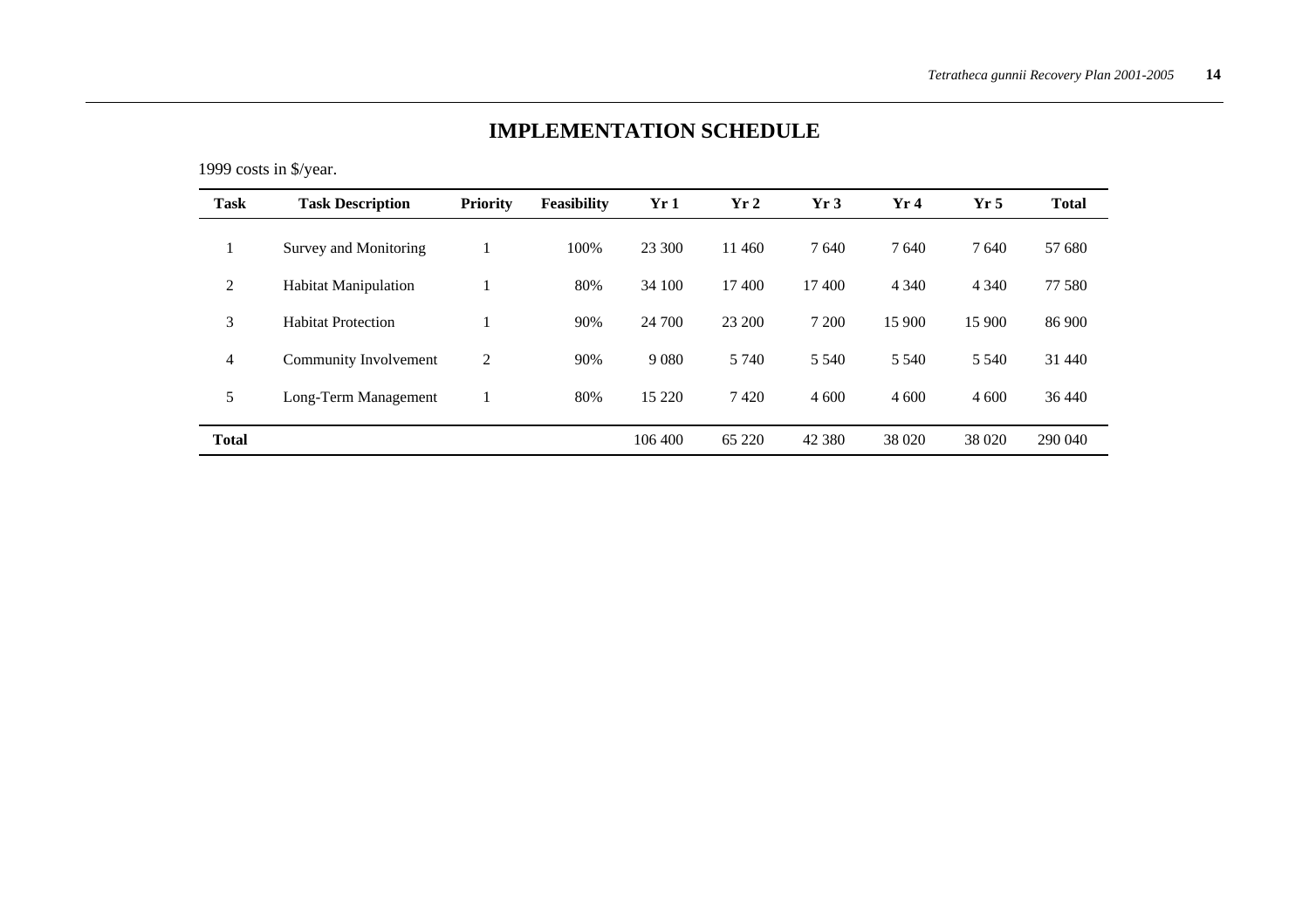# IMPLEMENTATION SCHEDULE

1999 costs in $/year.

| Task | Task Description | Priority | Feasibility | Yr 1 | Yr 2 | Yr 3 | Yr 4 | Yr 5 | Total |
|---|---|---|---|---|---|---|---|---|---|
| 1 | Survey and Monitoring | 1 | 100% | 23 300 | 11 460 | 7 640 | 7 640 | 7 640 | 57 680 |
| 2 | Habitat Manipulation | 1 | 80% | 34 100 | 17 400 | 17 400 | 4 340 | 4 340 | 77 580 |
| 3 | Habitat Protection | 1 | 90% | 24 700 | 23 200 | 7 200 | 15 900 | 15 900 | 86 900 |
| 4 | Community Involvement | 2 | 90% | 9 080 | 5 740 | 5 540 | 5 540 | 5 540 | 31 440 |
| 5 | Long-Term Management | 1 | 80% | 15 220 | 7 420 | 4 600 | 4 600 | 4 600 | 36 440 |
| **Total** | | | | 106 400 | 65 220 | 42 380 | 38 020 | 38 020 | 290 040 |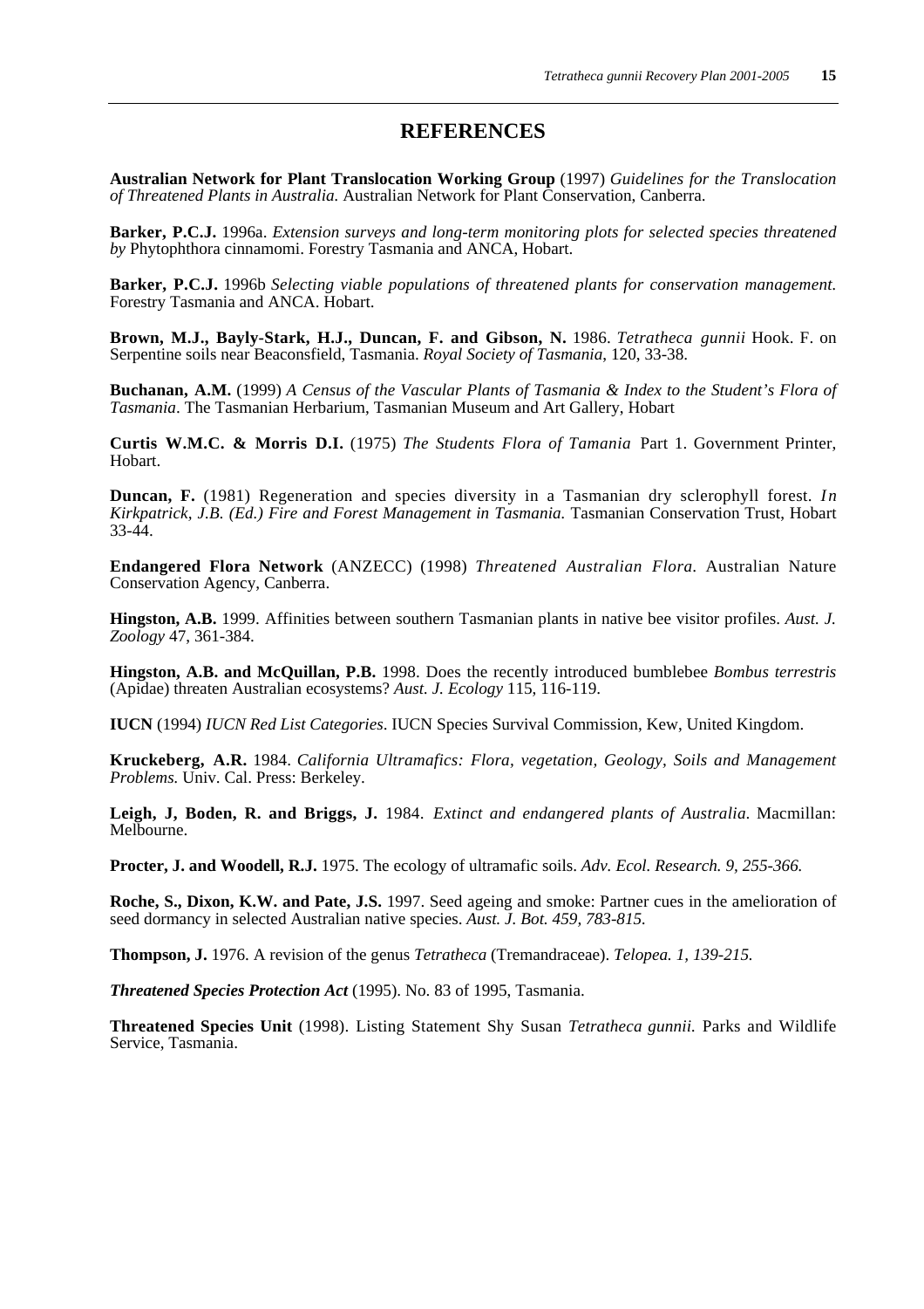## REFERENCES

**Australian Network for Plant Translocation Working Group** (1997) *Guidelines for the Translocation of Threatened Plants in Australia.* Australian Network for Plant Conservation, Canberra.

**Barker, P.C.J.** 1996a. *Extension surveys and long-term monitoring plots for selected species threatened by* Phytophthora cinnamomi. Forestry Tasmania and ANCA, Hobart.

**Barker, P.C.J.** 1996b *Selecting viable populations of threatened plants for conservation management.* Forestry Tasmania and ANCA. Hobart.

**Brown, M.J., Bayly-Stark, H.J., Duncan, F. and Gibson, N.** 1986. *Tetratheca gunnii* Hook. F. on Serpentine soils near Beaconsfield, Tasmania. *Royal Society of Tasmania*, 120, 33-38.

**Buchanan, A.M.** (1999) *A Census of the Vascular Plants of Tasmania & Index to the Student's Flora of Tasmania*. The Tasmanian Herbarium, Tasmanian Museum and Art Gallery, Hobart

**Curtis W.M.C. & Morris D.I.** (1975) *The Students Flora of Tamania* Part 1. Government Printer, Hobart.

**Duncan, F.** (1981) Regeneration and species diversity in a Tasmanian dry sclerophyll forest. *In Kirkpatrick, J.B. (Ed.) Fire and Forest Management in Tasmania.* Tasmanian Conservation Trust, Hobart 33-44.

**Endangered Flora Network** (ANZECC) (1998) *Threatened Australian Flora.* Australian Nature Conservation Agency, Canberra.

**Hingston, A.B.** 1999. Affinities between southern Tasmanian plants in native bee visitor profiles. *Aust. J. Zoology* 47, 361-384.

**Hingston, A.B. and McQuillan, P.B.** 1998. Does the recently introduced bumblebee *Bombus terrestris* (Apidae) threaten Australian ecosystems? *Aust. J. Ecology* 115, 116-119.

**IUCN** (1994) *IUCN Red List Categories*. IUCN Species Survival Commission, Kew, United Kingdom.

**Kruckeberg, A.R.** 1984. *California Ultramafics: Flora, vegetation, Geology, Soils and Management Problems.* Univ. Cal. Press: Berkeley.

**Leigh, J, Boden, R. and Briggs, J.** 1984. *Extinct and endangered plants of Australia*. Macmillan: Melbourne.

**Procter, J. and Woodell, R.J.** 1975. The ecology of ultramafic soils. *Adv. Ecol. Research. 9, 255-366.*

**Roche, S., Dixon, K.W. and Pate, J.S.** 1997. Seed ageing and smoke: Partner cues in the amelioration of seed dormancy in selected Australian native species. *Aust. J. Bot. 459, 783-815.*

**Thompson, J.** 1976. A revision of the genus *Tetratheca* (Tremandraceae). *Telopea. 1, 139-215.*

***Threatened Species Protection Act*** (1995). No. 83 of 1995, Tasmania.

**Threatened Species Unit** (1998). Listing Statement Shy Susan *Tetratheca gunnii.* Parks and Wildlife Service, Tasmania.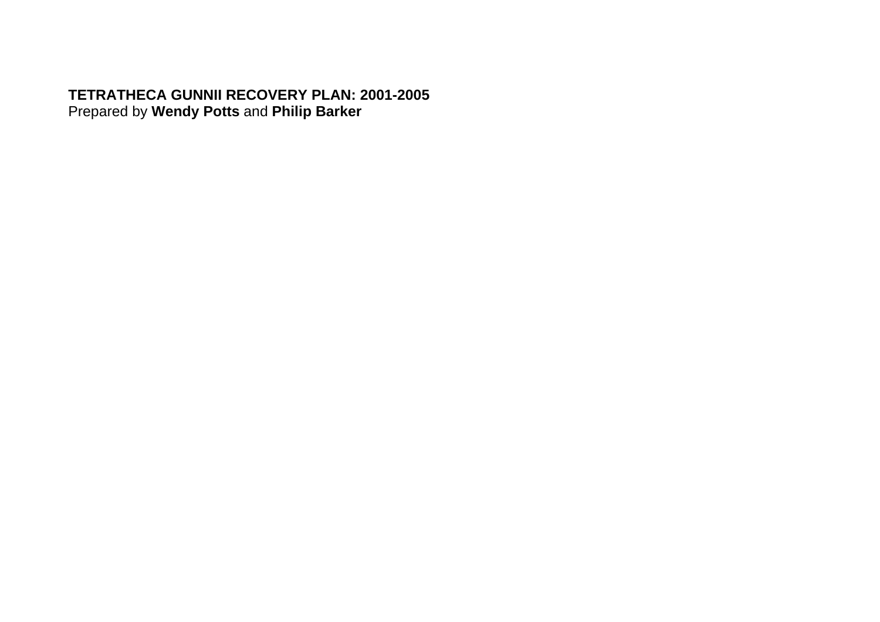**TETRATHECA GUNNII RECOVERY PLAN: 2001-2005**
Prepared by **Wendy Potts** and **Philip Barker**